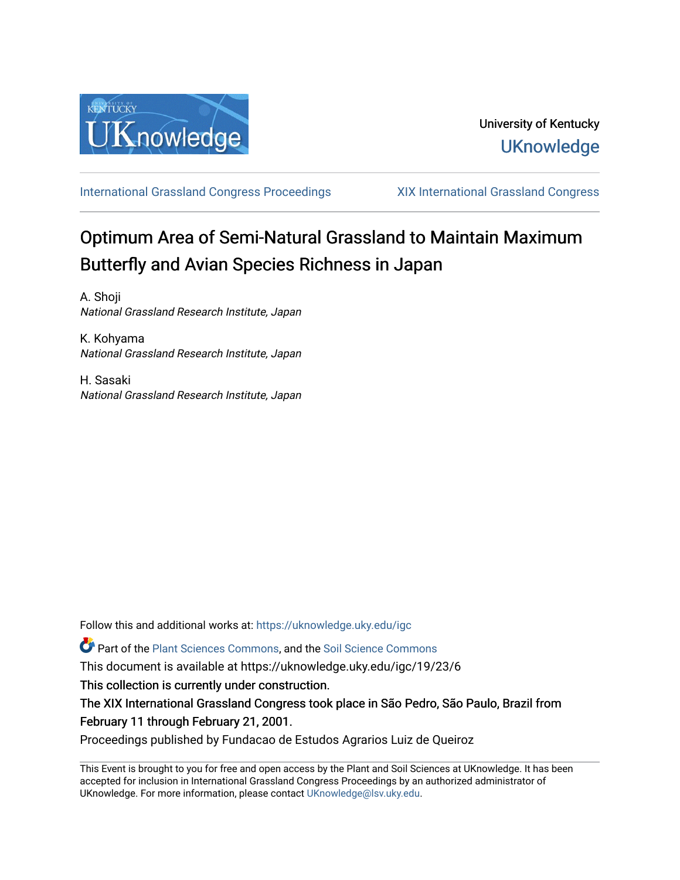University of Kentucky

UKnowledge

International Grassland Congress Proceedings

XIX International Grassland Congress

# Optimum Area of Semi-Natural Grassland to Maintain Maximum Butterfly and Avian Species Richness in Japan

A. Shoji
*National Grassland Research Institute, Japan*

K. Kohyama
*National Grassland Research Institute, Japan*

H. Sasaki
*National Grassland Research Institute, Japan*

Follow this and additional works at: https://uknowledge.uky.edu/igc

Part of the Plant Sciences Commons, and the Soil Science Commons

This document is available at https://uknowledge.uky.edu/igc/19/23/6

This collection is currently under construction.

The XIX International Grassland Congress took place in São Pedro, São Paulo, Brazil from February 11 through February 21, 2001.

Proceedings published by Fundacao de Estudos Agrarios Luiz de Queiroz

This Event is brought to you for free and open access by the Plant and Soil Sciences at UKnowledge. It has been accepted for inclusion in International Grassland Congress Proceedings by an authorized administrator of UKnowledge. For more information, please contact UKnowledge@lsv.uky.edu.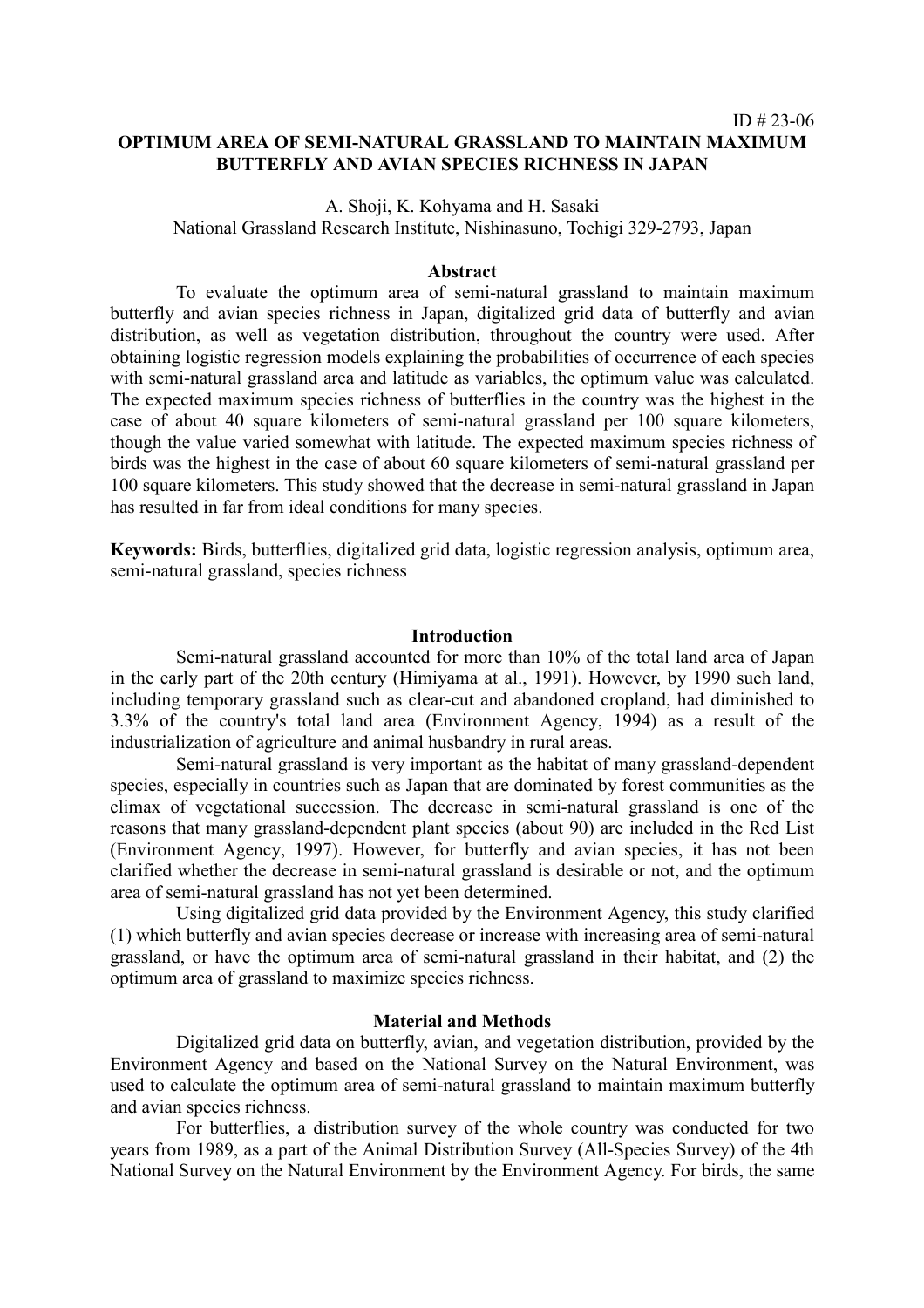ID # 23-06

# OPTIMUM AREA OF SEMI-NATURAL GRASSLAND TO MAINTAIN MAXIMUM BUTTERFLY AND AVIAN SPECIES RICHNESS IN JAPAN

A. Shoji, K. Kohyama and H. Sasaki

National Grassland Research Institute, Nishinasuno, Tochigi 329-2793, Japan

## Abstract

To evaluate the optimum area of semi-natural grassland to maintain maximum butterfly and avian species richness in Japan, digitalized grid data of butterfly and avian distribution, as well as vegetation distribution, throughout the country were used. After obtaining logistic regression models explaining the probabilities of occurrence of each species with semi-natural grassland area and latitude as variables, the optimum value was calculated. The expected maximum species richness of butterflies in the country was the highest in the case of about 40 square kilometers of semi-natural grassland per 100 square kilometers, though the value varied somewhat with latitude. The expected maximum species richness of birds was the highest in the case of about 60 square kilometers of semi-natural grassland per 100 square kilometers. This study showed that the decrease in semi-natural grassland in Japan has resulted in far from ideal conditions for many species.

**Keywords:** Birds, butterflies, digitalized grid data, logistic regression analysis, optimum area, semi-natural grassland, species richness

## Introduction

Semi-natural grassland accounted for more than 10% of the total land area of Japan in the early part of the 20th century (Himiyama at al., 1991). However, by 1990 such land, including temporary grassland such as clear-cut and abandoned cropland, had diminished to 3.3% of the country's total land area (Environment Agency, 1994) as a result of the industrialization of agriculture and animal husbandry in rural areas.

Semi-natural grassland is very important as the habitat of many grassland-dependent species, especially in countries such as Japan that are dominated by forest communities as the climax of vegetational succession. The decrease in semi-natural grassland is one of the reasons that many grassland-dependent plant species (about 90) are included in the Red List (Environment Agency, 1997). However, for butterfly and avian species, it has not been clarified whether the decrease in semi-natural grassland is desirable or not, and the optimum area of semi-natural grassland has not yet been determined.

Using digitalized grid data provided by the Environment Agency, this study clarified (1) which butterfly and avian species decrease or increase with increasing area of semi-natural grassland, or have the optimum area of semi-natural grassland in their habitat, and (2) the optimum area of grassland to maximize species richness.

## Material and Methods

Digitalized grid data on butterfly, avian, and vegetation distribution, provided by the Environment Agency and based on the National Survey on the Natural Environment, was used to calculate the optimum area of semi-natural grassland to maintain maximum butterfly and avian species richness.

For butterflies, a distribution survey of the whole country was conducted for two years from 1989, as a part of the Animal Distribution Survey (All-Species Survey) of the 4th National Survey on the Natural Environment by the Environment Agency. For birds, the same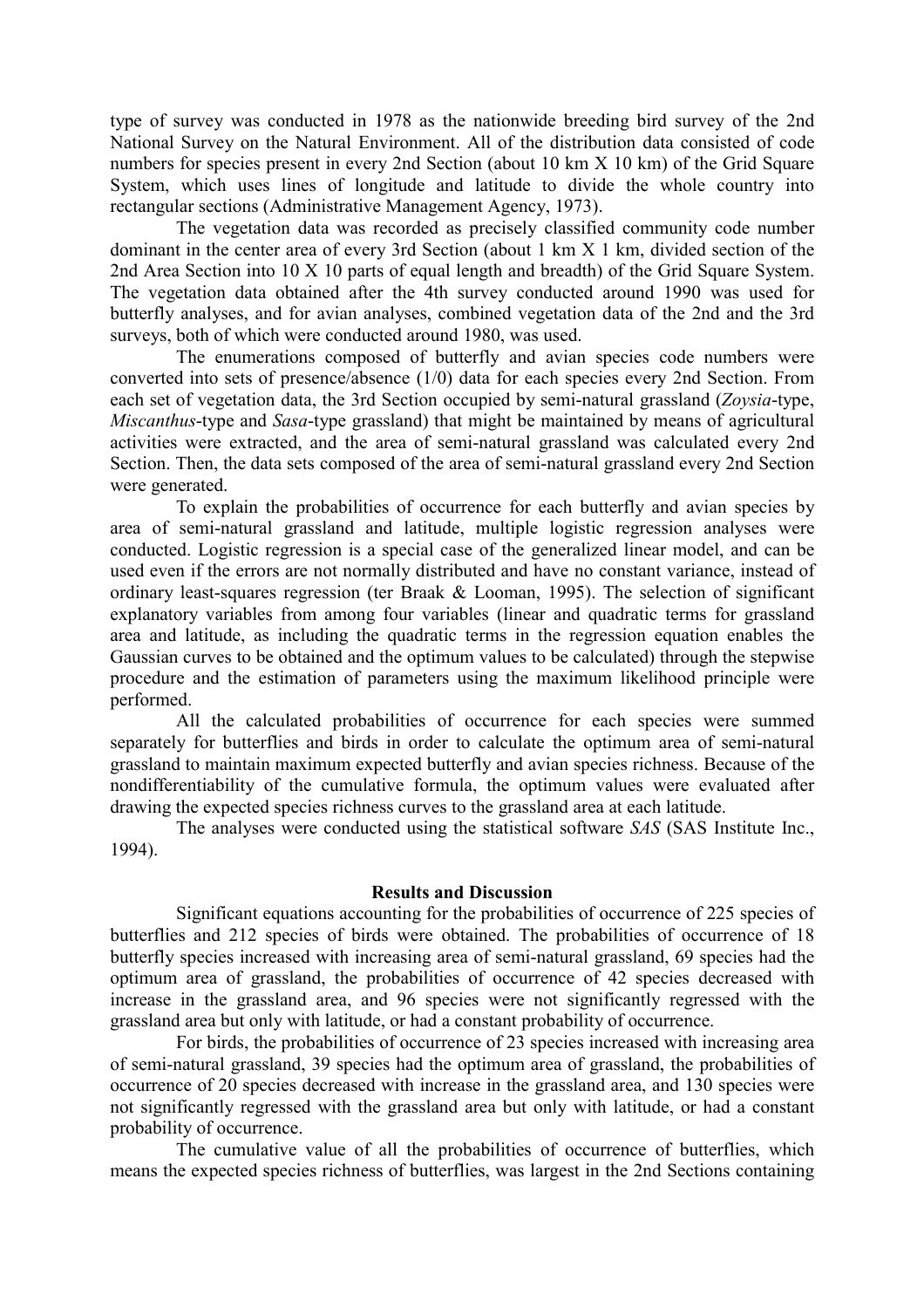type of survey was conducted in 1978 as the nationwide breeding bird survey of the 2nd National Survey on the Natural Environment. All of the distribution data consisted of code numbers for species present in every 2nd Section (about 10 km X 10 km) of the Grid Square System, which uses lines of longitude and latitude to divide the whole country into rectangular sections (Administrative Management Agency, 1973).

The vegetation data was recorded as precisely classified community code number dominant in the center area of every 3rd Section (about 1 km X 1 km, divided section of the 2nd Area Section into 10 X 10 parts of equal length and breadth) of the Grid Square System. The vegetation data obtained after the 4th survey conducted around 1990 was used for butterfly analyses, and for avian analyses, combined vegetation data of the 2nd and the 3rd surveys, both of which were conducted around 1980, was used.

The enumerations composed of butterfly and avian species code numbers were converted into sets of presence/absence (1/0) data for each species every 2nd Section. From each set of vegetation data, the 3rd Section occupied by semi-natural grassland (*Zoysia*-type, *Miscanthus*-type and *Sasa*-type grassland) that might be maintained by means of agricultural activities were extracted, and the area of semi-natural grassland was calculated every 2nd Section. Then, the data sets composed of the area of semi-natural grassland every 2nd Section were generated.

To explain the probabilities of occurrence for each butterfly and avian species by area of semi-natural grassland and latitude, multiple logistic regression analyses were conducted. Logistic regression is a special case of the generalized linear model, and can be used even if the errors are not normally distributed and have no constant variance, instead of ordinary least-squares regression (ter Braak & Looman, 1995). The selection of significant explanatory variables from among four variables (linear and quadratic terms for grassland area and latitude, as including the quadratic terms in the regression equation enables the Gaussian curves to be obtained and the optimum values to be calculated) through the stepwise procedure and the estimation of parameters using the maximum likelihood principle were performed.

All the calculated probabilities of occurrence for each species were summed separately for butterflies and birds in order to calculate the optimum area of semi-natural grassland to maintain maximum expected butterfly and avian species richness. Because of the nondifferentiability of the cumulative formula, the optimum values were evaluated after drawing the expected species richness curves to the grassland area at each latitude.

The analyses were conducted using the statistical software *SAS* (SAS Institute Inc., 1994).

## Results and Discussion

Significant equations accounting for the probabilities of occurrence of 225 species of butterflies and 212 species of birds were obtained. The probabilities of occurrence of 18 butterfly species increased with increasing area of semi-natural grassland, 69 species had the optimum area of grassland, the probabilities of occurrence of 42 species decreased with increase in the grassland area, and 96 species were not significantly regressed with the grassland area but only with latitude, or had a constant probability of occurrence.

For birds, the probabilities of occurrence of 23 species increased with increasing area of semi-natural grassland, 39 species had the optimum area of grassland, the probabilities of occurrence of 20 species decreased with increase in the grassland area, and 130 species were not significantly regressed with the grassland area but only with latitude, or had a constant probability of occurrence.

The cumulative value of all the probabilities of occurrence of butterflies, which means the expected species richness of butterflies, was largest in the 2nd Sections containing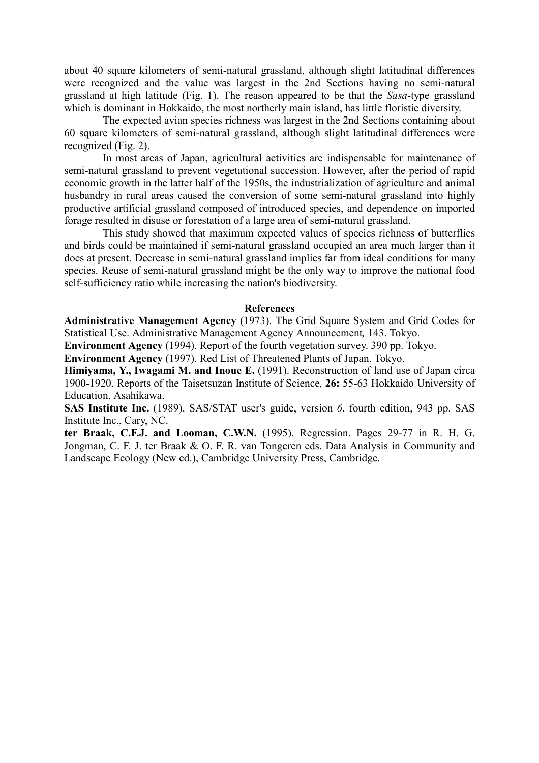about 40 square kilometers of semi-natural grassland, although slight latitudinal differences were recognized and the value was largest in the 2nd Sections having no semi-natural grassland at high latitude (Fig. 1). The reason appeared to be that the *Sasa*-type grassland which is dominant in Hokkaido, the most northerly main island, has little floristic diversity.

The expected avian species richness was largest in the 2nd Sections containing about 60 square kilometers of semi-natural grassland, although slight latitudinal differences were recognized (Fig. 2).

In most areas of Japan, agricultural activities are indispensable for maintenance of semi-natural grassland to prevent vegetational succession. However, after the period of rapid economic growth in the latter half of the 1950s, the industrialization of agriculture and animal husbandry in rural areas caused the conversion of some semi-natural grassland into highly productive artificial grassland composed of introduced species, and dependence on imported forage resulted in disuse or forestation of a large area of semi-natural grassland.

This study showed that maximum expected values of species richness of butterflies and birds could be maintained if semi-natural grassland occupied an area much larger than it does at present. Decrease in semi-natural grassland implies far from ideal conditions for many species. Reuse of semi-natural grassland might be the only way to improve the national food self-sufficiency ratio while increasing the nation's biodiversity.

## References

**Administrative Management Agency** (1973). The Grid Square System and Grid Codes for Statistical Use. Administrative Management Agency Announcement*,* 143. Tokyo.

**Environment Agency** (1994). Report of the fourth vegetation survey. 390 pp. Tokyo.

**Environment Agency** (1997). Red List of Threatened Plants of Japan. Tokyo.

**Himiyama, Y., Iwagami M. and Inoue E.** (1991). Reconstruction of land use of Japan circa 1900-1920. Reports of the Taisetsuzan Institute of Science*,* **26:** 55-63 Hokkaido University of Education, Asahikawa.

**SAS Institute Inc.** (1989). SAS/STAT user's guide, version *6*, fourth edition, 943 pp. SAS Institute Inc., Cary, NC.

**ter Braak, C.F.J. and Looman, C.W.N.** (1995). Regression. Pages 29-77 in R. H. G. Jongman, C. F. J. ter Braak & O. F. R. van Tongeren eds. Data Analysis in Community and Landscape Ecology (New ed.), Cambridge University Press, Cambridge.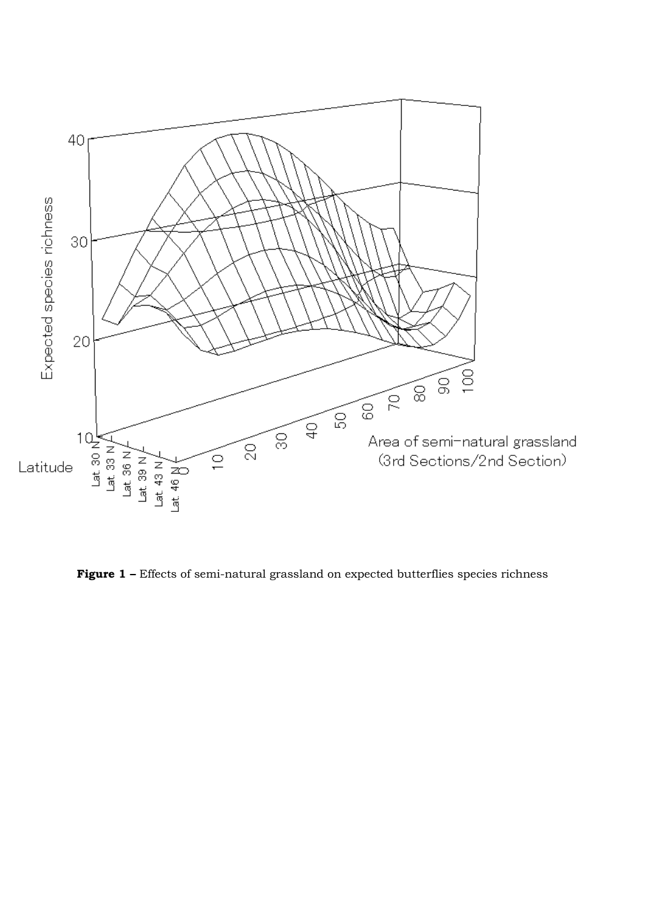**Figure 1 –** Effects of semi-natural grassland on expected butterflies species richness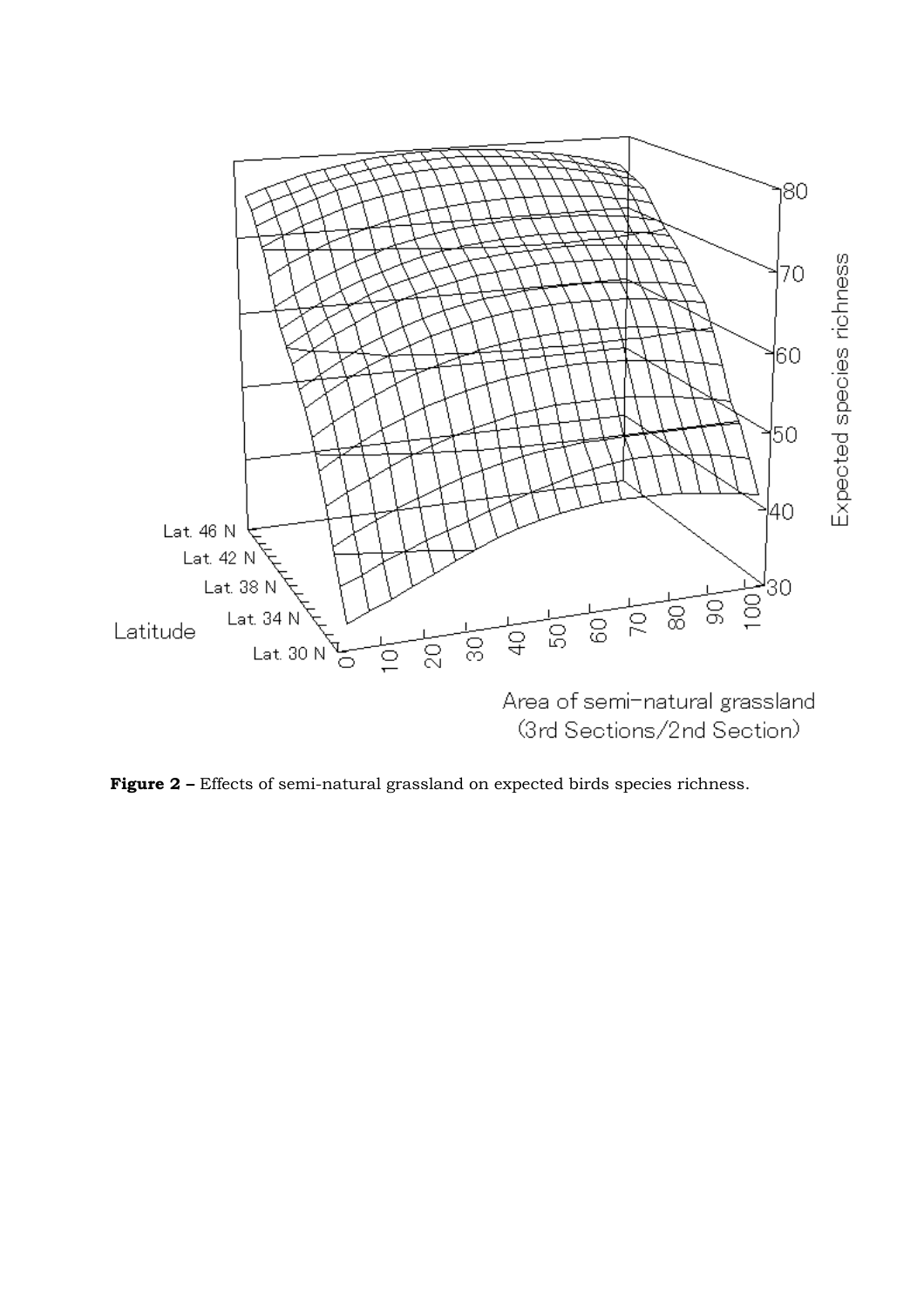Lat. 46 N
Lat. 42 N
Lat. 38 N
Lat. 34 N
Lat. 30 N

Latitude

0 10 20 30 40 50 60 70 80 90 100

Area of semi-natural grassland
(3rd Sections/2nd Section)

30 40 50 60 70 80

Expected species richness

**Figure 2 –** Effects of semi-natural grassland on expected birds species richness.